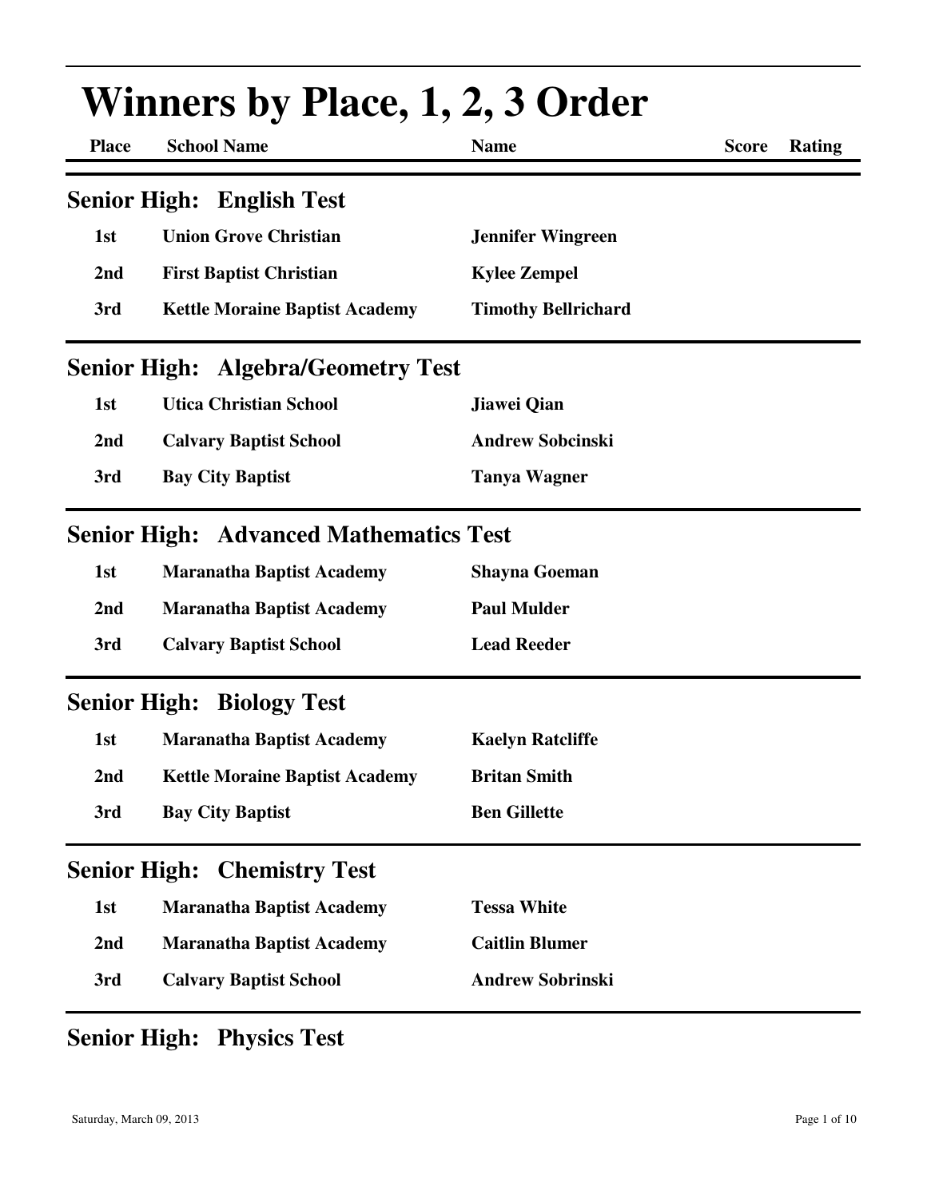# Winners by Place, 1, 2, 3 Order

## Senior High: English Test

| Place | School Name | Name | Score | Rating |
|---|---|---|---|---|
| 1st | Union Grove Christian | Jennifer Wingreen | | |
| 2nd | First Baptist Christian | Kylee Zempel | | |
| 3rd | Kettle Moraine Baptist Academy | Timothy Bellrichard | | |

## Senior High: Algebra/Geometry Test

| Place | School Name | Name | Score | Rating |
|---|---|---|---|---|
| 1st | Utica Christian School | Jiawei Qian | | |
| 2nd | Calvary Baptist School | Andrew Sobcinski | | |
| 3rd | Bay City Baptist | Tanya Wagner | | |

## Senior High: Advanced Mathematics Test

| Place | School Name | Name | Score | Rating |
|---|---|---|---|---|
| 1st | Maranatha Baptist Academy | Shayna Goeman | | |
| 2nd | Maranatha Baptist Academy | Paul Mulder | | |
| 3rd | Calvary Baptist School | Lead Reeder | | |

## Senior High: Biology Test

| Place | School Name | Name | Score | Rating |
|---|---|---|---|---|
| 1st | Maranatha Baptist Academy | Kaelyn Ratcliffe | | |
| 2nd | Kettle Moraine Baptist Academy | Britan Smith | | |
| 3rd | Bay City Baptist | Ben Gillette | | |

## Senior High: Chemistry Test

| Place | School Name | Name | Score | Rating |
|---|---|---|---|---|
| 1st | Maranatha Baptist Academy | Tessa White | | |
| 2nd | Maranatha Baptist Academy | Caitlin Blumer | | |
| 3rd | Calvary Baptist School | Andrew Sobrinski | | |

## Senior High: Physics Test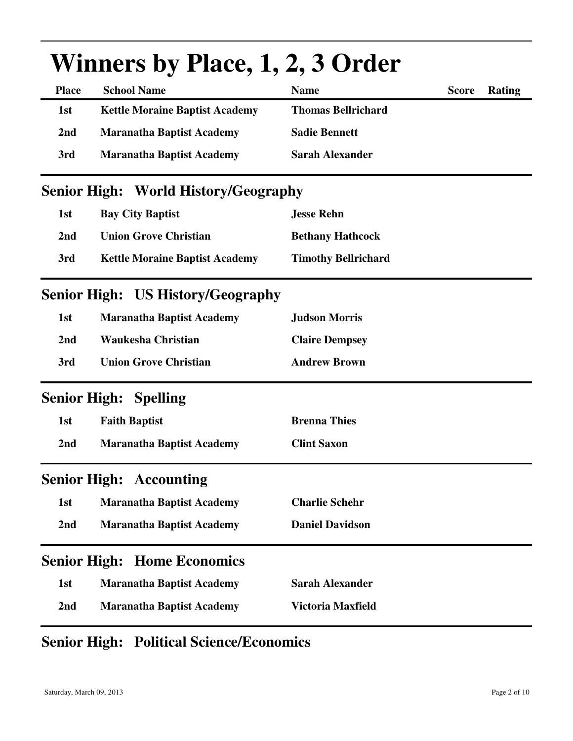# Winners by Place, 1, 2, 3 Order

| Place | School Name | Name | Score | Rating |
|---|---|---|---|---|
| 1st | Kettle Moraine Baptist Academy | Thomas Bellrichard | | |
| 2nd | Maranatha Baptist Academy | Sadie Bennett | | |
| 3rd | Maranatha Baptist Academy | Sarah Alexander | | |

## Senior High: World History/Geography

| Place | School Name | Name | Score | Rating |
|---|---|---|---|---|
| 1st | Bay City Baptist | Jesse Rehn | | |
| 2nd | Union Grove Christian | Bethany Hathcock | | |
| 3rd | Kettle Moraine Baptist Academy | Timothy Bellrichard | | |

## Senior High: US History/Geography

| Place | School Name | Name | Score | Rating |
|---|---|---|---|---|
| 1st | Maranatha Baptist Academy | Judson Morris | | |
| 2nd | Waukesha Christian | Claire Dempsey | | |
| 3rd | Union Grove Christian | Andrew Brown | | |

## Senior High: Spelling

| Place | School Name | Name | Score | Rating |
|---|---|---|---|---|
| 1st | Faith Baptist | Brenna Thies | | |
| 2nd | Maranatha Baptist Academy | Clint Saxon | | |

## Senior High: Accounting

| Place | School Name | Name | Score | Rating |
|---|---|---|---|---|
| 1st | Maranatha Baptist Academy | Charlie Schehr | | |
| 2nd | Maranatha Baptist Academy | Daniel Davidson | | |

## Senior High: Home Economics

| Place | School Name | Name | Score | Rating |
|---|---|---|---|---|
| 1st | Maranatha Baptist Academy | Sarah Alexander | | |
| 2nd | Maranatha Baptist Academy | Victoria Maxfield | | |

## Senior High: Political Science/Economics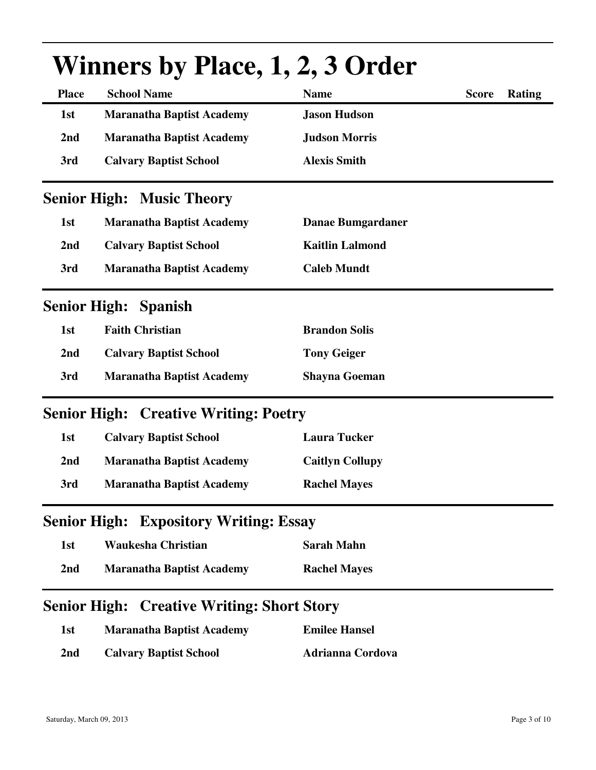# Winners by Place, 1, 2, 3 Order

| Place | School Name | Name | Score | Rating |
|---|---|---|---|---|
| 1st | Maranatha Baptist Academy | Jason Hudson | | |
| 2nd | Maranatha Baptist Academy | Judson Morris | | |
| 3rd | Calvary Baptist School | Alexis Smith | | |

## Senior High: Music Theory

| Place | School Name | Name | Score | Rating |
|---|---|---|---|---|
| 1st | Maranatha Baptist Academy | Danae Bumgardaner | | |
| 2nd | Calvary Baptist School | Kaitlin Lalmond | | |
| 3rd | Maranatha Baptist Academy | Caleb Mundt | | |

## Senior High: Spanish

| Place | School Name | Name | Score | Rating |
|---|---|---|---|---|
| 1st | Faith Christian | Brandon Solis | | |
| 2nd | Calvary Baptist School | Tony Geiger | | |
| 3rd | Maranatha Baptist Academy | Shayna Goeman | | |

## Senior High: Creative Writing: Poetry

| Place | School Name | Name | Score | Rating |
|---|---|---|---|---|
| 1st | Calvary Baptist School | Laura Tucker | | |
| 2nd | Maranatha Baptist Academy | Caitlyn Collupy | | |
| 3rd | Maranatha Baptist Academy | Rachel Mayes | | |

## Senior High: Expository Writing: Essay

| Place | School Name | Name | Score | Rating |
|---|---|---|---|---|
| 1st | Waukesha Christian | Sarah Mahn | | |
| 2nd | Maranatha Baptist Academy | Rachel Mayes | | |

## Senior High: Creative Writing: Short Story

| Place | School Name | Name | Score | Rating |
|---|---|---|---|---|
| 1st | Maranatha Baptist Academy | Emilee Hansel | | |
| 2nd | Calvary Baptist School | Adrianna Cordova | | |

Saturday, March 09, 2013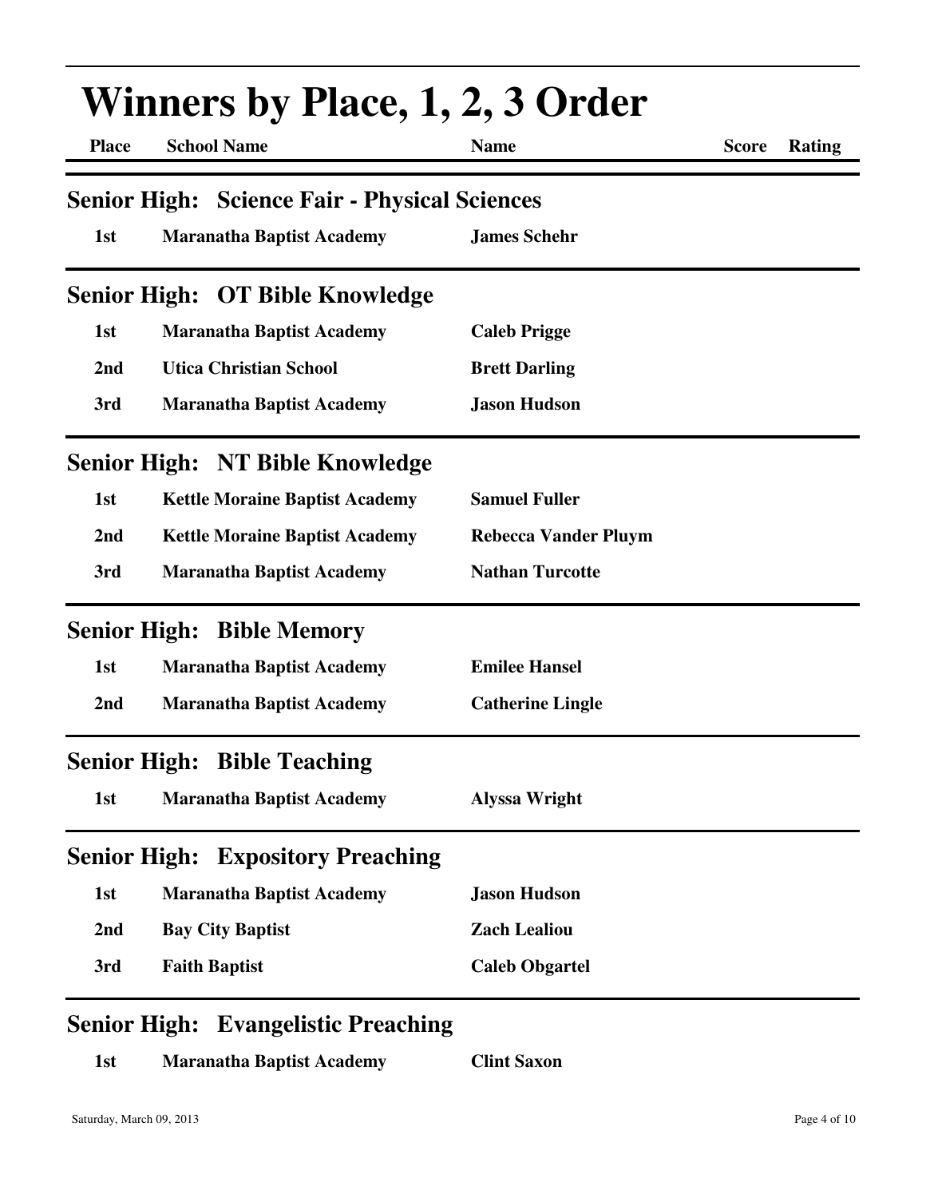# Winners by Place, 1, 2, 3 Order

| Place | School Name | Name | Score | Rating |
|---|---|---|---|---|

## Senior High: Science Fair - Physical Sciences

| Place | School Name | Name | Score | Rating |
|---|---|---|---|---|
| 1st | Maranatha Baptist Academy | James Schehr | | |

## Senior High: OT Bible Knowledge

| Place | School Name | Name | Score | Rating |
|---|---|---|---|---|
| 1st | Maranatha Baptist Academy | Caleb Prigge | | |
| 2nd | Utica Christian School | Brett Darling | | |
| 3rd | Maranatha Baptist Academy | Jason Hudson | | |

## Senior High: NT Bible Knowledge

| Place | School Name | Name | Score | Rating |
|---|---|---|---|---|
| 1st | Kettle Moraine Baptist Academy | Samuel Fuller | | |
| 2nd | Kettle Moraine Baptist Academy | Rebecca Vander Pluym | | |
| 3rd | Maranatha Baptist Academy | Nathan Turcotte | | |

## Senior High: Bible Memory

| Place | School Name | Name | Score | Rating |
|---|---|---|---|---|
| 1st | Maranatha Baptist Academy | Emilee Hansel | | |
| 2nd | Maranatha Baptist Academy | Catherine Lingle | | |

## Senior High: Bible Teaching

| Place | School Name | Name | Score | Rating |
|---|---|---|---|---|
| 1st | Maranatha Baptist Academy | Alyssa Wright | | |

## Senior High: Expository Preaching

| Place | School Name | Name | Score | Rating |
|---|---|---|---|---|
| 1st | Maranatha Baptist Academy | Jason Hudson | | |
| 2nd | Bay City Baptist | Zach Lealiou | | |
| 3rd | Faith Baptist | Caleb Obgartel | | |

## Senior High: Evangelistic Preaching

| Place | School Name | Name | Score | Rating |
|---|---|---|---|---|
| 1st | Maranatha Baptist Academy | Clint Saxon | | |

Saturday, March 09, 2013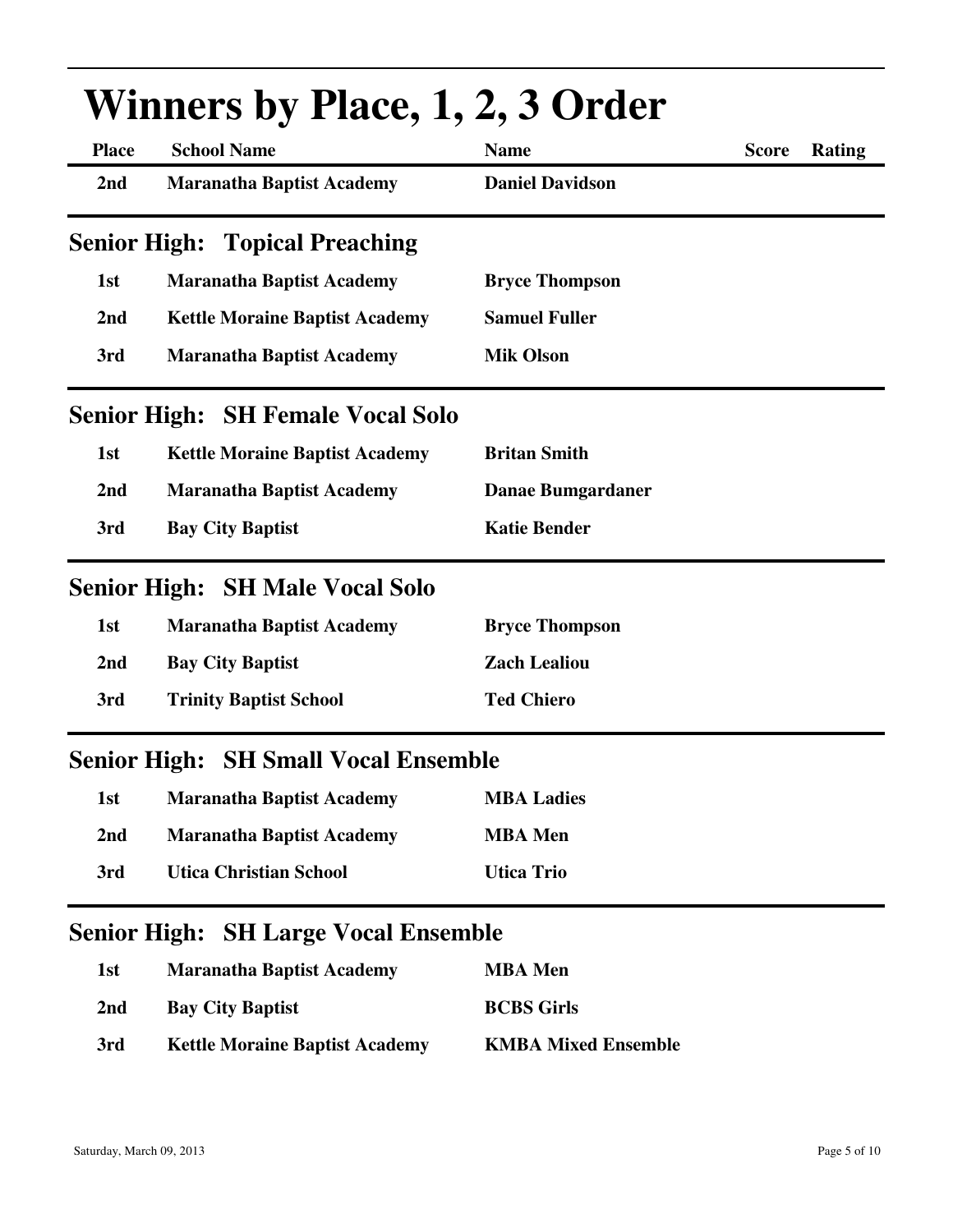# Winners by Place, 1, 2, 3 Order

| Place | School Name | Name | Score | Rating |
|---|---|---|---|---|
| 2nd | Maranatha Baptist Academy | Daniel Davidson | | |

## Senior High: Topical Preaching

| Place | School Name | Name | Score | Rating |
|---|---|---|---|---|
| 1st | Maranatha Baptist Academy | Bryce Thompson | | |
| 2nd | Kettle Moraine Baptist Academy | Samuel Fuller | | |
| 3rd | Maranatha Baptist Academy | Mik Olson | | |

## Senior High: SH Female Vocal Solo

| Place | School Name | Name | Score | Rating |
|---|---|---|---|---|
| 1st | Kettle Moraine Baptist Academy | Britan Smith | | |
| 2nd | Maranatha Baptist Academy | Danae Bumgardaner | | |
| 3rd | Bay City Baptist | Katie Bender | | |

## Senior High: SH Male Vocal Solo

| Place | School Name | Name | Score | Rating |
|---|---|---|---|---|
| 1st | Maranatha Baptist Academy | Bryce Thompson | | |
| 2nd | Bay City Baptist | Zach Lealiou | | |
| 3rd | Trinity Baptist School | Ted Chiero | | |

## Senior High: SH Small Vocal Ensemble

| Place | School Name | Name | Score | Rating |
|---|---|---|---|---|
| 1st | Maranatha Baptist Academy | MBA Ladies | | |
| 2nd | Maranatha Baptist Academy | MBA Men | | |
| 3rd | Utica Christian School | Utica Trio | | |

## Senior High: SH Large Vocal Ensemble

| Place | School Name | Name | Score | Rating |
|---|---|---|---|---|
| 1st | Maranatha Baptist Academy | MBA Men | | |
| 2nd | Bay City Baptist | BCBS Girls | | |
| 3rd | Kettle Moraine Baptist Academy | KMBA Mixed Ensemble | | |

Saturday, March 09, 2013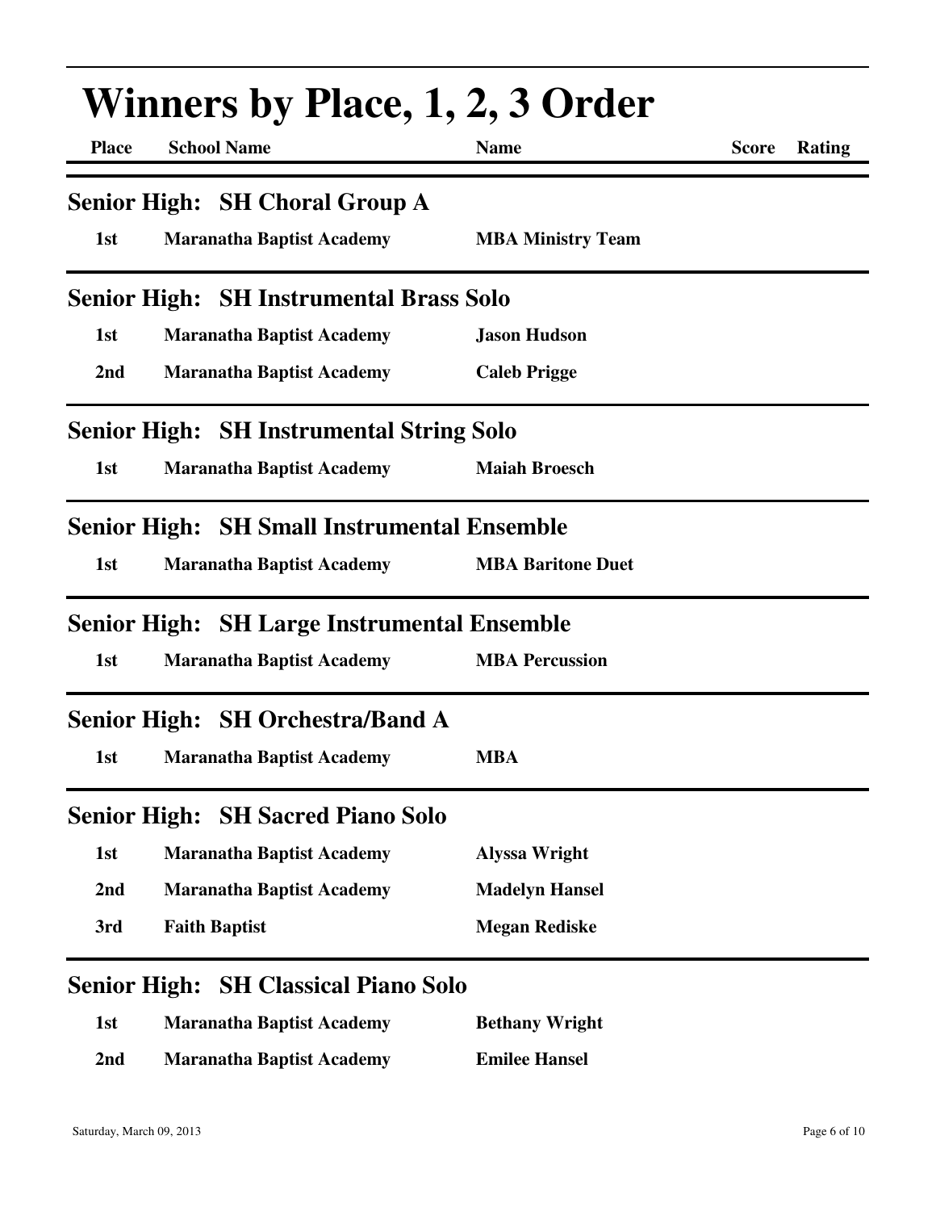# Winners by Place, 1, 2, 3 Order

| Place | School Name | Name | Score | Rating |
|---|---|---|---|---|

## Senior High: SH Choral Group A

| Place | School Name | Name | Score | Rating |
|---|---|---|---|---|
| 1st | Maranatha Baptist Academy | MBA Ministry Team | | |

## Senior High: SH Instrumental Brass Solo

| Place | School Name | Name | Score | Rating |
|---|---|---|---|---|
| 1st | Maranatha Baptist Academy | Jason Hudson | | |
| 2nd | Maranatha Baptist Academy | Caleb Prigge | | |

## Senior High: SH Instrumental String Solo

| Place | School Name | Name | Score | Rating |
|---|---|---|---|---|
| 1st | Maranatha Baptist Academy | Maiah Broesch | | |

## Senior High: SH Small Instrumental Ensemble

| Place | School Name | Name | Score | Rating |
|---|---|---|---|---|
| 1st | Maranatha Baptist Academy | MBA Baritone Duet | | |

## Senior High: SH Large Instrumental Ensemble

| Place | School Name | Name | Score | Rating |
|---|---|---|---|---|
| 1st | Maranatha Baptist Academy | MBA Percussion | | |

## Senior High: SH Orchestra/Band A

| Place | School Name | Name | Score | Rating |
|---|---|---|---|---|
| 1st | Maranatha Baptist Academy | MBA | | |

## Senior High: SH Sacred Piano Solo

| Place | School Name | Name | Score | Rating |
|---|---|---|---|---|
| 1st | Maranatha Baptist Academy | Alyssa Wright | | |
| 2nd | Maranatha Baptist Academy | Madelyn Hansel | | |
| 3rd | Faith Baptist | Megan Rediske | | |

## Senior High: SH Classical Piano Solo

| Place | School Name | Name | Score | Rating |
|---|---|---|---|---|
| 1st | Maranatha Baptist Academy | Bethany Wright | | |
| 2nd | Maranatha Baptist Academy | Emilee Hansel | | |

Saturday, March 09, 2013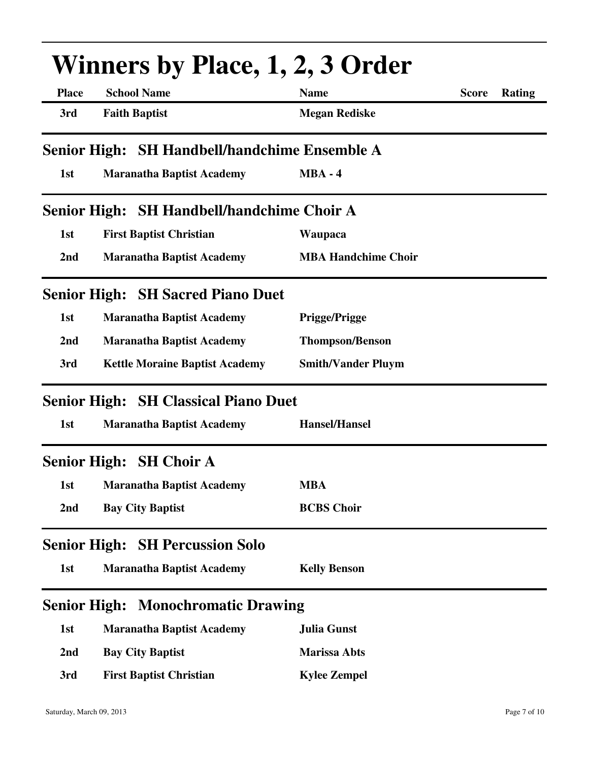# Winners by Place, 1, 2, 3 Order

| Place | School Name | Name | Score | Rating |
|---|---|---|---|---|
| 3rd | Faith Baptist | Megan Rediske | | |

## Senior High: SH Handbell/handchime Ensemble A

| Place | School Name | Name | Score | Rating |
|---|---|---|---|---|
| 1st | Maranatha Baptist Academy | MBA - 4 | | |

## Senior High: SH Handbell/handchime Choir A

| Place | School Name | Name | Score | Rating |
|---|---|---|---|---|
| 1st | First Baptist Christian | Waupaca | | |
| 2nd | Maranatha Baptist Academy | MBA Handchime Choir | | |

## Senior High: SH Sacred Piano Duet

| Place | School Name | Name | Score | Rating |
|---|---|---|---|---|
| 1st | Maranatha Baptist Academy | Prigge/Prigge | | |
| 2nd | Maranatha Baptist Academy | Thompson/Benson | | |
| 3rd | Kettle Moraine Baptist Academy | Smith/Vander Pluym | | |

## Senior High: SH Classical Piano Duet

| Place | School Name | Name | Score | Rating |
|---|---|---|---|---|
| 1st | Maranatha Baptist Academy | Hansel/Hansel | | |

## Senior High: SH Choir A

| Place | School Name | Name | Score | Rating |
|---|---|---|---|---|
| 1st | Maranatha Baptist Academy | MBA | | |
| 2nd | Bay City Baptist | BCBS Choir | | |

## Senior High: SH Percussion Solo

| Place | School Name | Name | Score | Rating |
|---|---|---|---|---|
| 1st | Maranatha Baptist Academy | Kelly Benson | | |

## Senior High: Monochromatic Drawing

| Place | School Name | Name | Score | Rating |
|---|---|---|---|---|
| 1st | Maranatha Baptist Academy | Julia Gunst | | |
| 2nd | Bay City Baptist | Marissa Abts | | |
| 3rd | First Baptist Christian | Kylee Zempel | | |

Saturday, March 09, 2013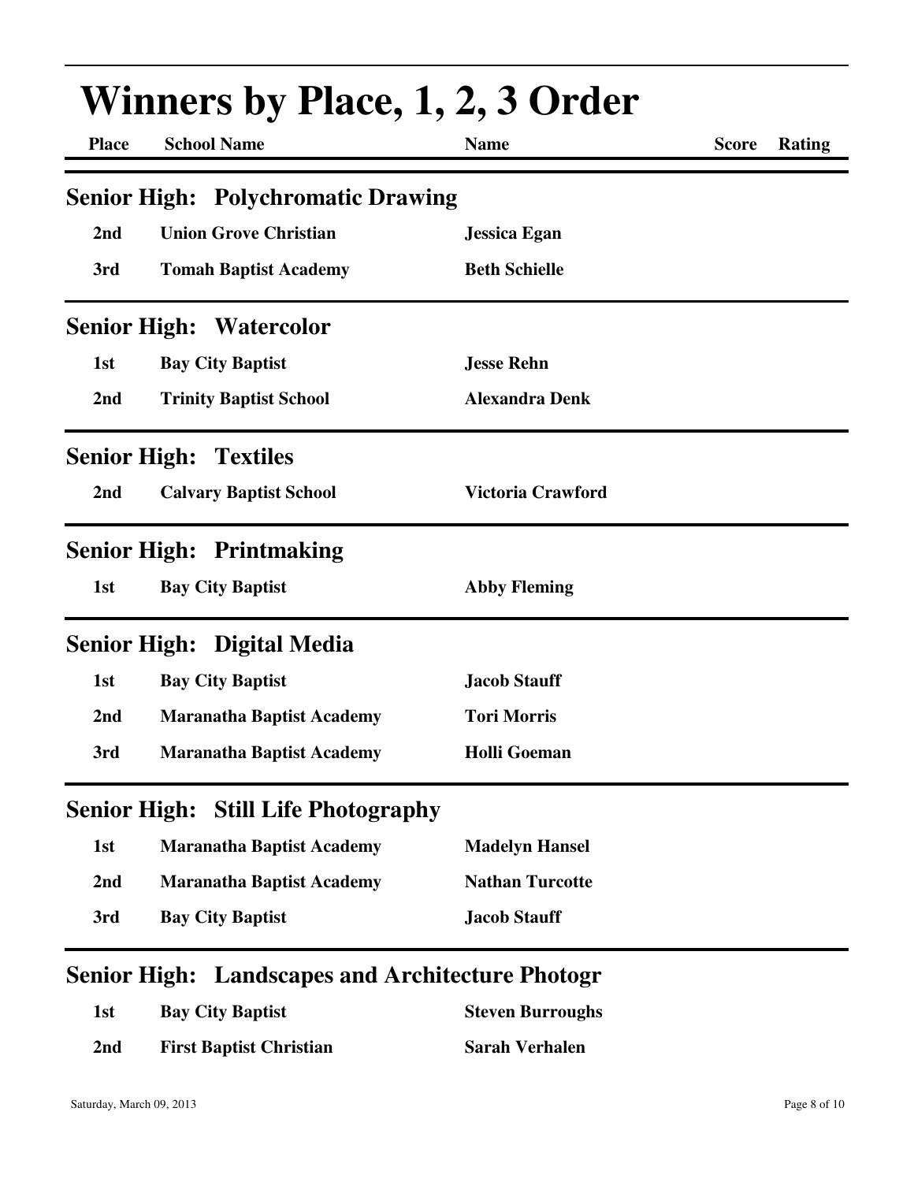# Winners by Place, 1, 2, 3 Order

| Place | School Name | Name | Score | Rating |
|---|---|---|---|---|

## Senior High: Polychromatic Drawing

| Place | School Name | Name | Score | Rating |
|---|---|---|---|---|
| 2nd | Union Grove Christian | Jessica Egan | | |
| 3rd | Tomah Baptist Academy | Beth Schielle | | |

## Senior High: Watercolor

| Place | School Name | Name | Score | Rating |
|---|---|---|---|---|
| 1st | Bay City Baptist | Jesse Rehn | | |
| 2nd | Trinity Baptist School | Alexandra Denk | | |

## Senior High: Textiles

| Place | School Name | Name | Score | Rating |
|---|---|---|---|---|
| 2nd | Calvary Baptist School | Victoria Crawford | | |

## Senior High: Printmaking

| Place | School Name | Name | Score | Rating |
|---|---|---|---|---|
| 1st | Bay City Baptist | Abby Fleming | | |

## Senior High: Digital Media

| Place | School Name | Name | Score | Rating |
|---|---|---|---|---|
| 1st | Bay City Baptist | Jacob Stauff | | |
| 2nd | Maranatha Baptist Academy | Tori Morris | | |
| 3rd | Maranatha Baptist Academy | Holli Goeman | | |

## Senior High: Still Life Photography

| Place | School Name | Name | Score | Rating |
|---|---|---|---|---|
| 1st | Maranatha Baptist Academy | Madelyn Hansel | | |
| 2nd | Maranatha Baptist Academy | Nathan Turcotte | | |
| 3rd | Bay City Baptist | Jacob Stauff | | |

## Senior High: Landscapes and Architecture Photogr

| Place | School Name | Name | Score | Rating |
|---|---|---|---|---|
| 1st | Bay City Baptist | Steven Burroughs | | |
| 2nd | First Baptist Christian | Sarah Verhalen | | |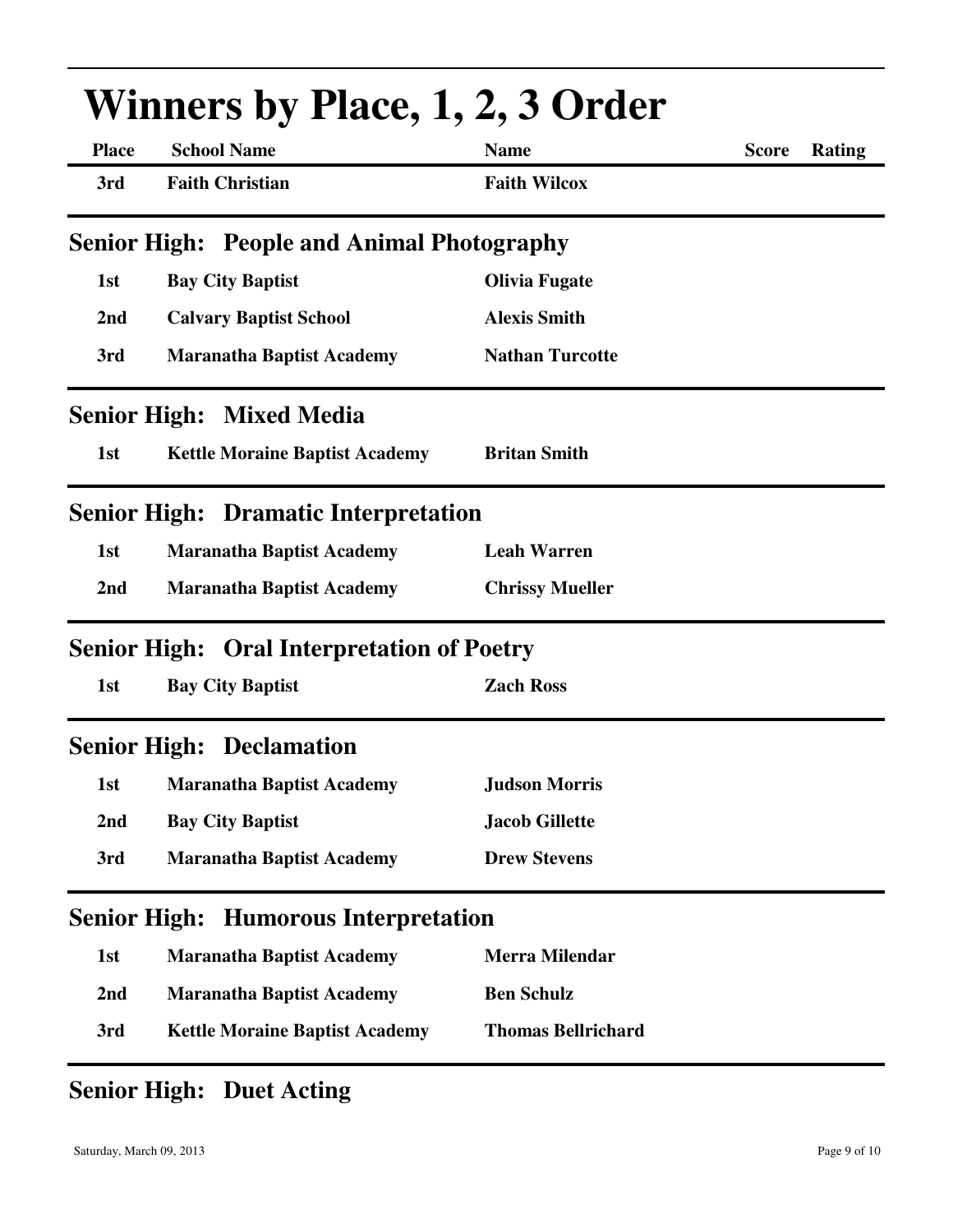# Winners by Place, 1, 2, 3 Order

| Place | School Name | Name | Score | Rating |
|---|---|---|---|---|
| 3rd | Faith Christian | Faith Wilcox | | |

## Senior High: People and Animal Photography

| Place | School Name | Name | Score | Rating |
|---|---|---|---|---|
| 1st | Bay City Baptist | Olivia Fugate | | |
| 2nd | Calvary Baptist School | Alexis Smith | | |
| 3rd | Maranatha Baptist Academy | Nathan Turcotte | | |

## Senior High: Mixed Media

| Place | School Name | Name | Score | Rating |
|---|---|---|---|---|
| 1st | Kettle Moraine Baptist Academy | Britan Smith | | |

## Senior High: Dramatic Interpretation

| Place | School Name | Name | Score | Rating |
|---|---|---|---|---|
| 1st | Maranatha Baptist Academy | Leah Warren | | |
| 2nd | Maranatha Baptist Academy | Chrissy Mueller | | |

## Senior High: Oral Interpretation of Poetry

| Place | School Name | Name | Score | Rating |
|---|---|---|---|---|
| 1st | Bay City Baptist | Zach Ross | | |

## Senior High: Declamation

| Place | School Name | Name | Score | Rating |
|---|---|---|---|---|
| 1st | Maranatha Baptist Academy | Judson Morris | | |
| 2nd | Bay City Baptist | Jacob Gillette | | |
| 3rd | Maranatha Baptist Academy | Drew Stevens | | |

## Senior High: Humorous Interpretation

| Place | School Name | Name | Score | Rating |
|---|---|---|---|---|
| 1st | Maranatha Baptist Academy | Merra Milendar | | |
| 2nd | Maranatha Baptist Academy | Ben Schulz | | |
| 3rd | Kettle Moraine Baptist Academy | Thomas Bellrichard | | |

## Senior High: Duet Acting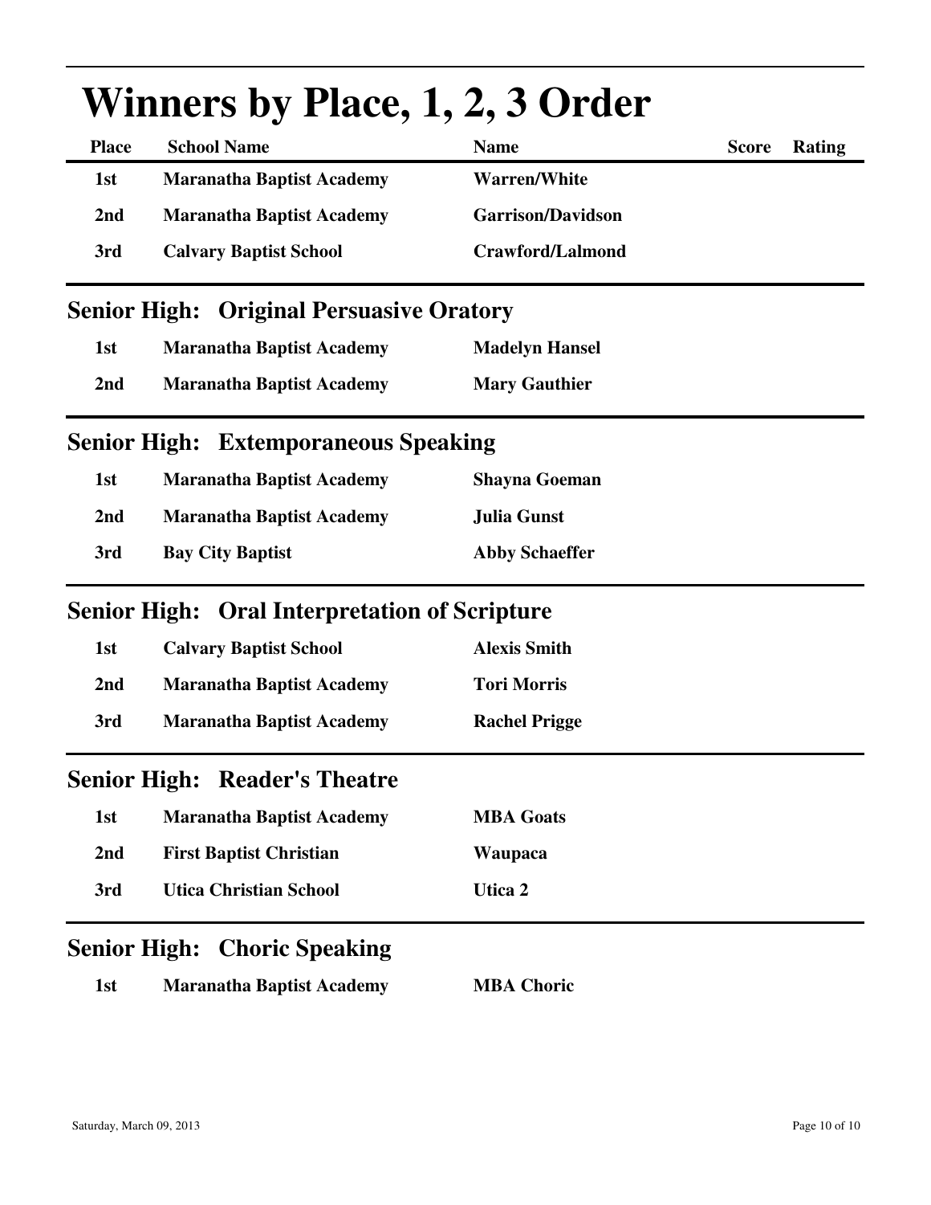# Winners by Place, 1, 2, 3 Order

| Place | School Name | Name | Score | Rating |
|---|---|---|---|---|
| 1st | Maranatha Baptist Academy | Warren/White | | |
| 2nd | Maranatha Baptist Academy | Garrison/Davidson | | |
| 3rd | Calvary Baptist School | Crawford/Lalmond | | |

## Senior High: Original Persuasive Oratory

| | | | | |
|---|---|---|---|---|
| 1st | Maranatha Baptist Academy | Madelyn Hansel | | |
| 2nd | Maranatha Baptist Academy | Mary Gauthier | | |

## Senior High: Extemporaneous Speaking

| | | | | |
|---|---|---|---|---|
| 1st | Maranatha Baptist Academy | Shayna Goeman | | |
| 2nd | Maranatha Baptist Academy | Julia Gunst | | |
| 3rd | Bay City Baptist | Abby Schaeffer | | |

## Senior High: Oral Interpretation of Scripture

| | | | | |
|---|---|---|---|---|
| 1st | Calvary Baptist School | Alexis Smith | | |
| 2nd | Maranatha Baptist Academy | Tori Morris | | |
| 3rd | Maranatha Baptist Academy | Rachel Prigge | | |

## Senior High: Reader's Theatre

| | | | | |
|---|---|---|---|---|
| 1st | Maranatha Baptist Academy | MBA Goats | | |
| 2nd | First Baptist Christian | Waupaca | | |
| 3rd | Utica Christian School | Utica 2 | | |

## Senior High: Choric Speaking

| | | | | |
|---|---|---|---|---|
| 1st | Maranatha Baptist Academy | MBA Choric | | |

Saturday, March 09, 2013